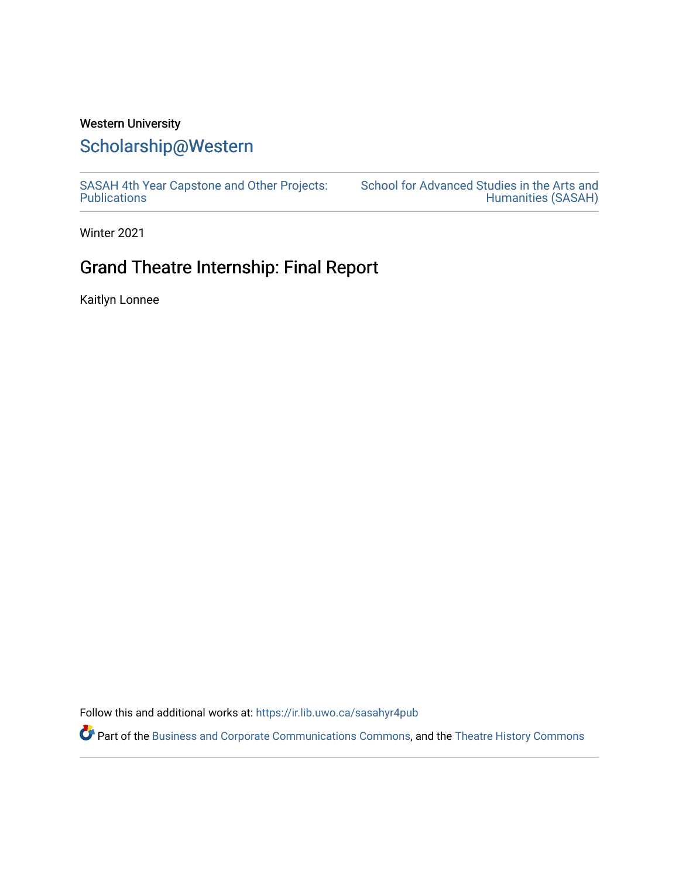Western University

# Scholarship@Western

SASAH 4th Year Capstone and Other Projects: Publications

School for Advanced Studies in the Arts and Humanities (SASAH)

Winter 2021

## Grand Theatre Internship: Final Report

Kaitlyn Lonnee

Follow this and additional works at: https://ir.lib.uwo.ca/sasahyr4pub

Part of the Business and Corporate Communications Commons, and the Theatre History Commons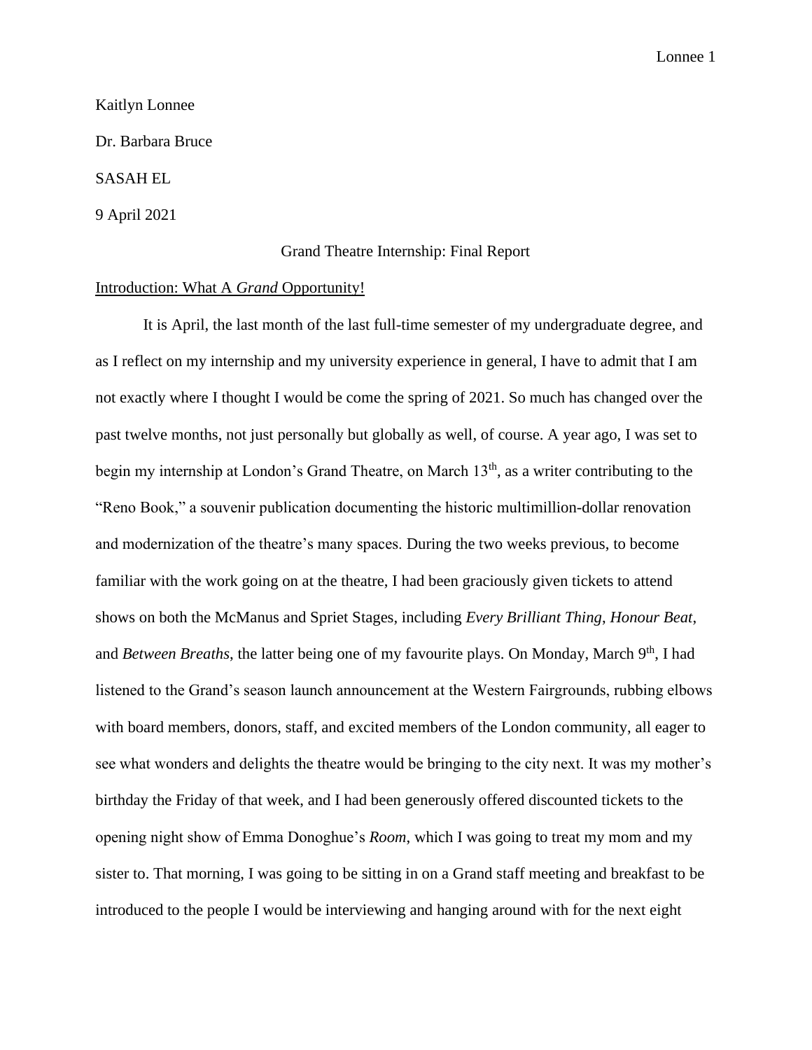Kaitlyn Lonnee

Dr. Barbara Bruce

SASAH EL

9 April 2021

Grand Theatre Internship: Final Report

Introduction: What A *Grand* Opportunity!

It is April, the last month of the last full-time semester of my undergraduate degree, and as I reflect on my internship and my university experience in general, I have to admit that I am not exactly where I thought I would be come the spring of 2021. So much has changed over the past twelve months, not just personally but globally as well, of course. A year ago, I was set to begin my internship at London's Grand Theatre, on March 13th, as a writer contributing to the "Reno Book," a souvenir publication documenting the historic multimillion-dollar renovation and modernization of the theatre's many spaces. During the two weeks previous, to become familiar with the work going on at the theatre, I had been graciously given tickets to attend shows on both the McManus and Spriet Stages, including *Every Brilliant Thing*, *Honour Beat*, and *Between Breaths*, the latter being one of my favourite plays. On Monday, March 9th, I had listened to the Grand's season launch announcement at the Western Fairgrounds, rubbing elbows with board members, donors, staff, and excited members of the London community, all eager to see what wonders and delights the theatre would be bringing to the city next. It was my mother's birthday the Friday of that week, and I had been generously offered discounted tickets to the opening night show of Emma Donoghue's *Room*, which I was going to treat my mom and my sister to. That morning, I was going to be sitting in on a Grand staff meeting and breakfast to be introduced to the people I would be interviewing and hanging around with for the next eight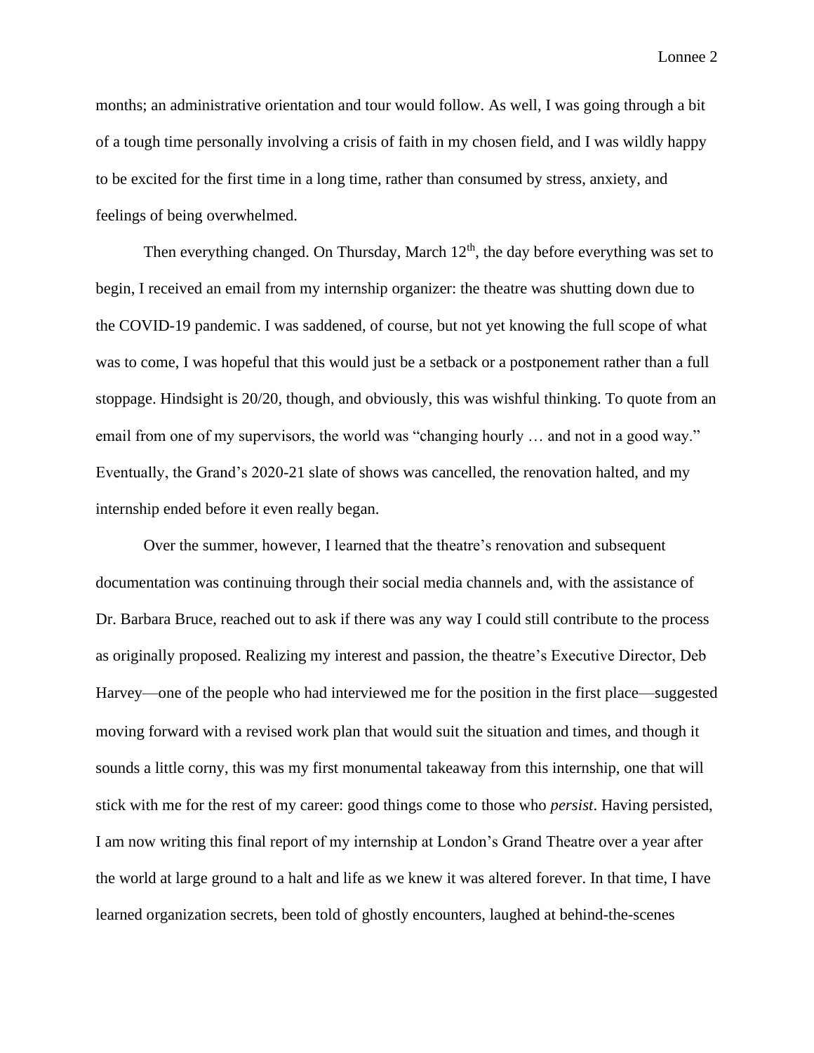months; an administrative orientation and tour would follow. As well, I was going through a bit of a tough time personally involving a crisis of faith in my chosen field, and I was wildly happy to be excited for the first time in a long time, rather than consumed by stress, anxiety, and feelings of being overwhelmed.

Then everything changed. On Thursday, March 12th, the day before everything was set to begin, I received an email from my internship organizer: the theatre was shutting down due to the COVID-19 pandemic. I was saddened, of course, but not yet knowing the full scope of what was to come, I was hopeful that this would just be a setback or a postponement rather than a full stoppage. Hindsight is 20/20, though, and obviously, this was wishful thinking. To quote from an email from one of my supervisors, the world was "changing hourly … and not in a good way." Eventually, the Grand's 2020-21 slate of shows was cancelled, the renovation halted, and my internship ended before it even really began.

Over the summer, however, I learned that the theatre's renovation and subsequent documentation was continuing through their social media channels and, with the assistance of Dr. Barbara Bruce, reached out to ask if there was any way I could still contribute to the process as originally proposed. Realizing my interest and passion, the theatre's Executive Director, Deb Harvey—one of the people who had interviewed me for the position in the first place—suggested moving forward with a revised work plan that would suit the situation and times, and though it sounds a little corny, this was my first monumental takeaway from this internship, one that will stick with me for the rest of my career: good things come to those who *persist*. Having persisted, I am now writing this final report of my internship at London's Grand Theatre over a year after the world at large ground to a halt and life as we knew it was altered forever. In that time, I have learned organization secrets, been told of ghostly encounters, laughed at behind-the-scenes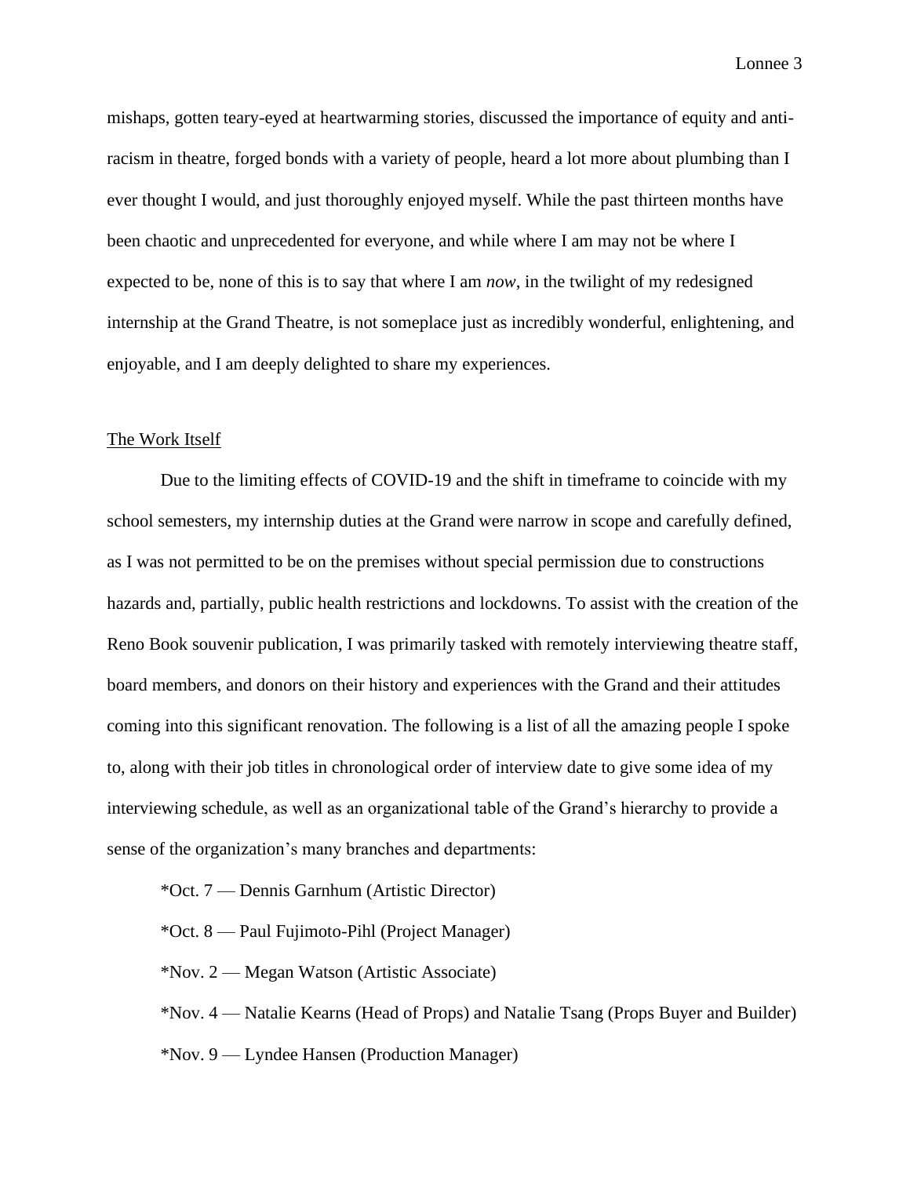mishaps, gotten teary-eyed at heartwarming stories, discussed the importance of equity and anti-racism in theatre, forged bonds with a variety of people, heard a lot more about plumbing than I ever thought I would, and just thoroughly enjoyed myself. While the past thirteen months have been chaotic and unprecedented for everyone, and while where I am may not be where I expected to be, none of this is to say that where I am *now*, in the twilight of my redesigned internship at the Grand Theatre, is not someplace just as incredibly wonderful, enlightening, and enjoyable, and I am deeply delighted to share my experiences.

<u>The Work Itself</u>

Due to the limiting effects of COVID-19 and the shift in timeframe to coincide with my school semesters, my internship duties at the Grand were narrow in scope and carefully defined, as I was not permitted to be on the premises without special permission due to constructions hazards and, partially, public health restrictions and lockdowns. To assist with the creation of the Reno Book souvenir publication, I was primarily tasked with remotely interviewing theatre staff, board members, and donors on their history and experiences with the Grand and their attitudes coming into this significant renovation. The following is a list of all the amazing people I spoke to, along with their job titles in chronological order of interview date to give some idea of my interviewing schedule, as well as an organizational table of the Grand's hierarchy to provide a sense of the organization's many branches and departments:

*Oct. 7 — Dennis Garnhum (Artistic Director)

*Oct. 8 — Paul Fujimoto-Pihl (Project Manager)

*Nov. 2 — Megan Watson (Artistic Associate)

*Nov. 4 — Natalie Kearns (Head of Props) and Natalie Tsang (Props Buyer and Builder)

*Nov. 9 — Lyndee Hansen (Production Manager)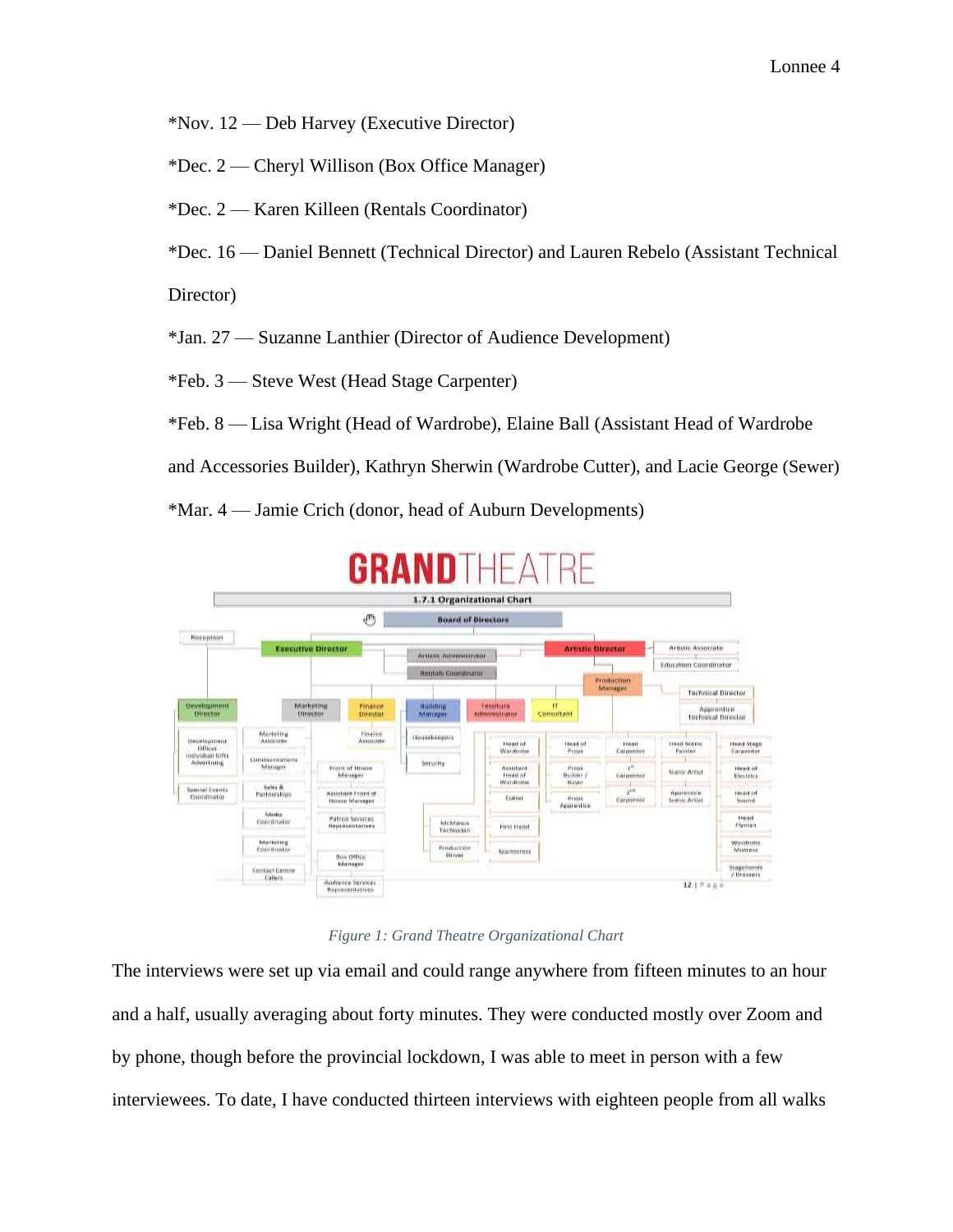*Nov. 12 — Deb Harvey (Executive Director)

*Dec. 2 — Cheryl Willison (Box Office Manager)

*Dec. 2 — Karen Killeen (Rentals Coordinator)

*Dec. 16 — Daniel Bennett (Technical Director) and Lauren Rebelo (Assistant Technical Director)

*Jan. 27 — Suzanne Lanthier (Director of Audience Development)

*Feb. 3 — Steve West (Head Stage Carpenter)

*Feb. 8 — Lisa Wright (Head of Wardrobe), Elaine Ball (Assistant Head of Wardrobe and Accessories Builder), Kathryn Sherwin (Wardrobe Cutter), and Lacie George (Sewer)

*Mar. 4 — Jamie Crich (donor, head of Auburn Developments)

*Figure 1: Grand Theatre Organizational Chart*

The interviews were set up via email and could range anywhere from fifteen minutes to an hour and a half, usually averaging about forty minutes. They were conducted mostly over Zoom and by phone, though before the provincial lockdown, I was able to meet in person with a few interviewees. To date, I have conducted thirteen interviews with eighteen people from all walks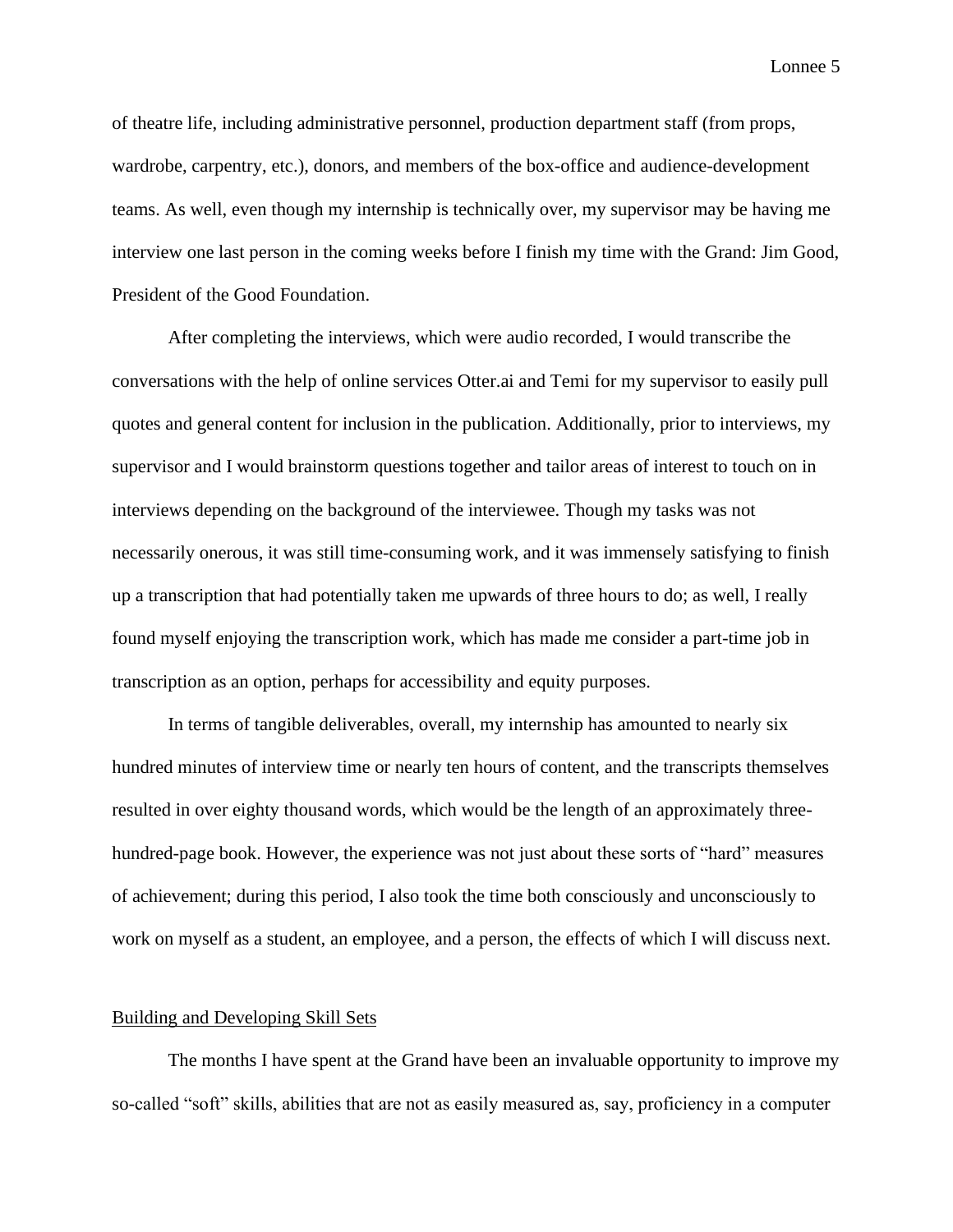of theatre life, including administrative personnel, production department staff (from props, wardrobe, carpentry, etc.), donors, and members of the box-office and audience-development teams. As well, even though my internship is technically over, my supervisor may be having me interview one last person in the coming weeks before I finish my time with the Grand: Jim Good, President of the Good Foundation.

After completing the interviews, which were audio recorded, I would transcribe the conversations with the help of online services Otter.ai and Temi for my supervisor to easily pull quotes and general content for inclusion in the publication. Additionally, prior to interviews, my supervisor and I would brainstorm questions together and tailor areas of interest to touch on in interviews depending on the background of the interviewee. Though my tasks was not necessarily onerous, it was still time-consuming work, and it was immensely satisfying to finish up a transcription that had potentially taken me upwards of three hours to do; as well, I really found myself enjoying the transcription work, which has made me consider a part-time job in transcription as an option, perhaps for accessibility and equity purposes.

In terms of tangible deliverables, overall, my internship has amounted to nearly six hundred minutes of interview time or nearly ten hours of content, and the transcripts themselves resulted in over eighty thousand words, which would be the length of an approximately three-hundred-page book. However, the experience was not just about these sorts of "hard" measures of achievement; during this period, I also took the time both consciously and unconsciously to work on myself as a student, an employee, and a person, the effects of which I will discuss next.

## Building and Developing Skill Sets

The months I have spent at the Grand have been an invaluable opportunity to improve my so-called "soft" skills, abilities that are not as easily measured as, say, proficiency in a computer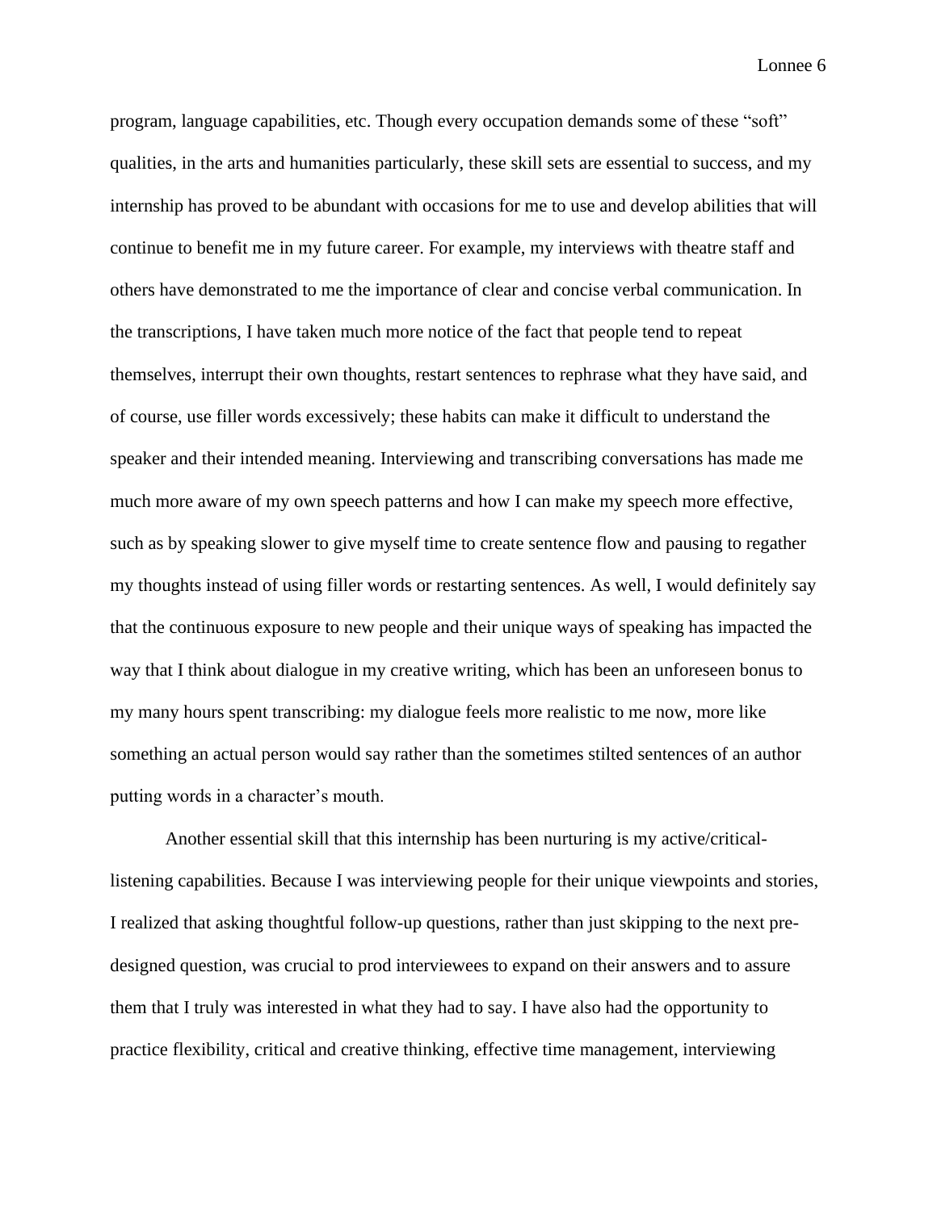program, language capabilities, etc. Though every occupation demands some of these "soft" qualities, in the arts and humanities particularly, these skill sets are essential to success, and my internship has proved to be abundant with occasions for me to use and develop abilities that will continue to benefit me in my future career. For example, my interviews with theatre staff and others have demonstrated to me the importance of clear and concise verbal communication. In the transcriptions, I have taken much more notice of the fact that people tend to repeat themselves, interrupt their own thoughts, restart sentences to rephrase what they have said, and of course, use filler words excessively; these habits can make it difficult to understand the speaker and their intended meaning. Interviewing and transcribing conversations has made me much more aware of my own speech patterns and how I can make my speech more effective, such as by speaking slower to give myself time to create sentence flow and pausing to regather my thoughts instead of using filler words or restarting sentences. As well, I would definitely say that the continuous exposure to new people and their unique ways of speaking has impacted the way that I think about dialogue in my creative writing, which has been an unforeseen bonus to my many hours spent transcribing: my dialogue feels more realistic to me now, more like something an actual person would say rather than the sometimes stilted sentences of an author putting words in a character's mouth.

Another essential skill that this internship has been nurturing is my active/critical-listening capabilities. Because I was interviewing people for their unique viewpoints and stories, I realized that asking thoughtful follow-up questions, rather than just skipping to the next pre-designed question, was crucial to prod interviewees to expand on their answers and to assure them that I truly was interested in what they had to say. I have also had the opportunity to practice flexibility, critical and creative thinking, effective time management, interviewing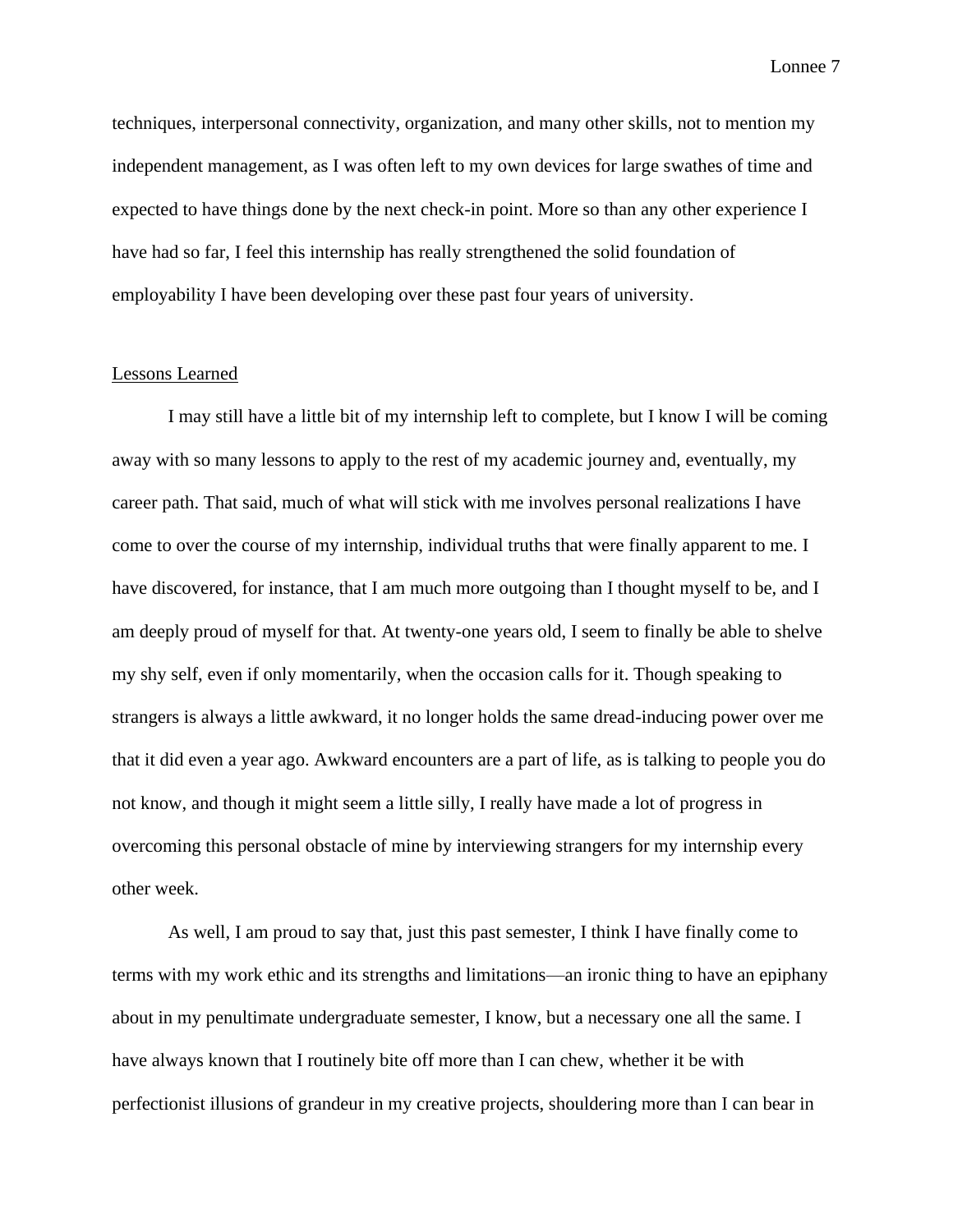techniques, interpersonal connectivity, organization, and many other skills, not to mention my independent management, as I was often left to my own devices for large swathes of time and expected to have things done by the next check-in point. More so than any other experience I have had so far, I feel this internship has really strengthened the solid foundation of employability I have been developing over these past four years of university.

## Lessons Learned

I may still have a little bit of my internship left to complete, but I know I will be coming away with so many lessons to apply to the rest of my academic journey and, eventually, my career path. That said, much of what will stick with me involves personal realizations I have come to over the course of my internship, individual truths that were finally apparent to me. I have discovered, for instance, that I am much more outgoing than I thought myself to be, and I am deeply proud of myself for that. At twenty-one years old, I seem to finally be able to shelve my shy self, even if only momentarily, when the occasion calls for it. Though speaking to strangers is always a little awkward, it no longer holds the same dread-inducing power over me that it did even a year ago. Awkward encounters are a part of life, as is talking to people you do not know, and though it might seem a little silly, I really have made a lot of progress in overcoming this personal obstacle of mine by interviewing strangers for my internship every other week.

As well, I am proud to say that, just this past semester, I think I have finally come to terms with my work ethic and its strengths and limitations—an ironic thing to have an epiphany about in my penultimate undergraduate semester, I know, but a necessary one all the same. I have always known that I routinely bite off more than I can chew, whether it be with perfectionist illusions of grandeur in my creative projects, shouldering more than I can bear in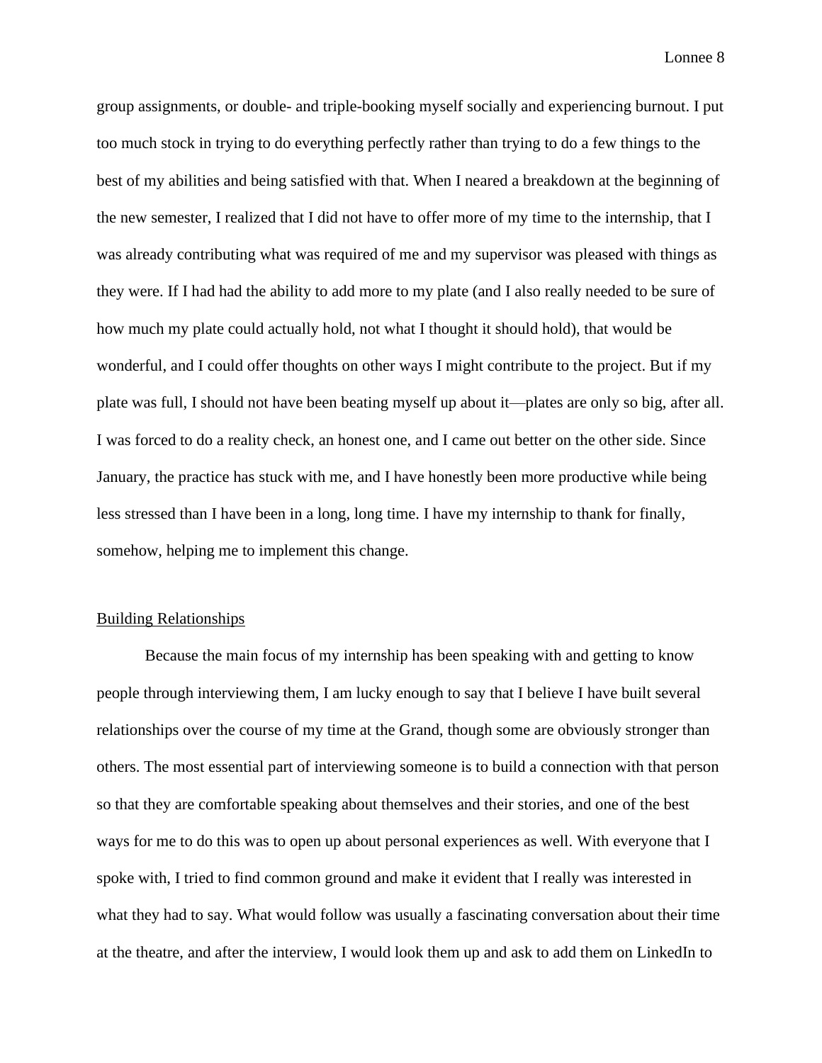group assignments, or double- and triple-booking myself socially and experiencing burnout. I put too much stock in trying to do everything perfectly rather than trying to do a few things to the best of my abilities and being satisfied with that. When I neared a breakdown at the beginning of the new semester, I realized that I did not have to offer more of my time to the internship, that I was already contributing what was required of me and my supervisor was pleased with things as they were. If I had had the ability to add more to my plate (and I also really needed to be sure of how much my plate could actually hold, not what I thought it should hold), that would be wonderful, and I could offer thoughts on other ways I might contribute to the project. But if my plate was full, I should not have been beating myself up about it—plates are only so big, after all. I was forced to do a reality check, an honest one, and I came out better on the other side. Since January, the practice has stuck with me, and I have honestly been more productive while being less stressed than I have been in a long, long time. I have my internship to thank for finally, somehow, helping me to implement this change.

## Building Relationships

Because the main focus of my internship has been speaking with and getting to know people through interviewing them, I am lucky enough to say that I believe I have built several relationships over the course of my time at the Grand, though some are obviously stronger than others. The most essential part of interviewing someone is to build a connection with that person so that they are comfortable speaking about themselves and their stories, and one of the best ways for me to do this was to open up about personal experiences as well. With everyone that I spoke with, I tried to find common ground and make it evident that I really was interested in what they had to say. What would follow was usually a fascinating conversation about their time at the theatre, and after the interview, I would look them up and ask to add them on LinkedIn to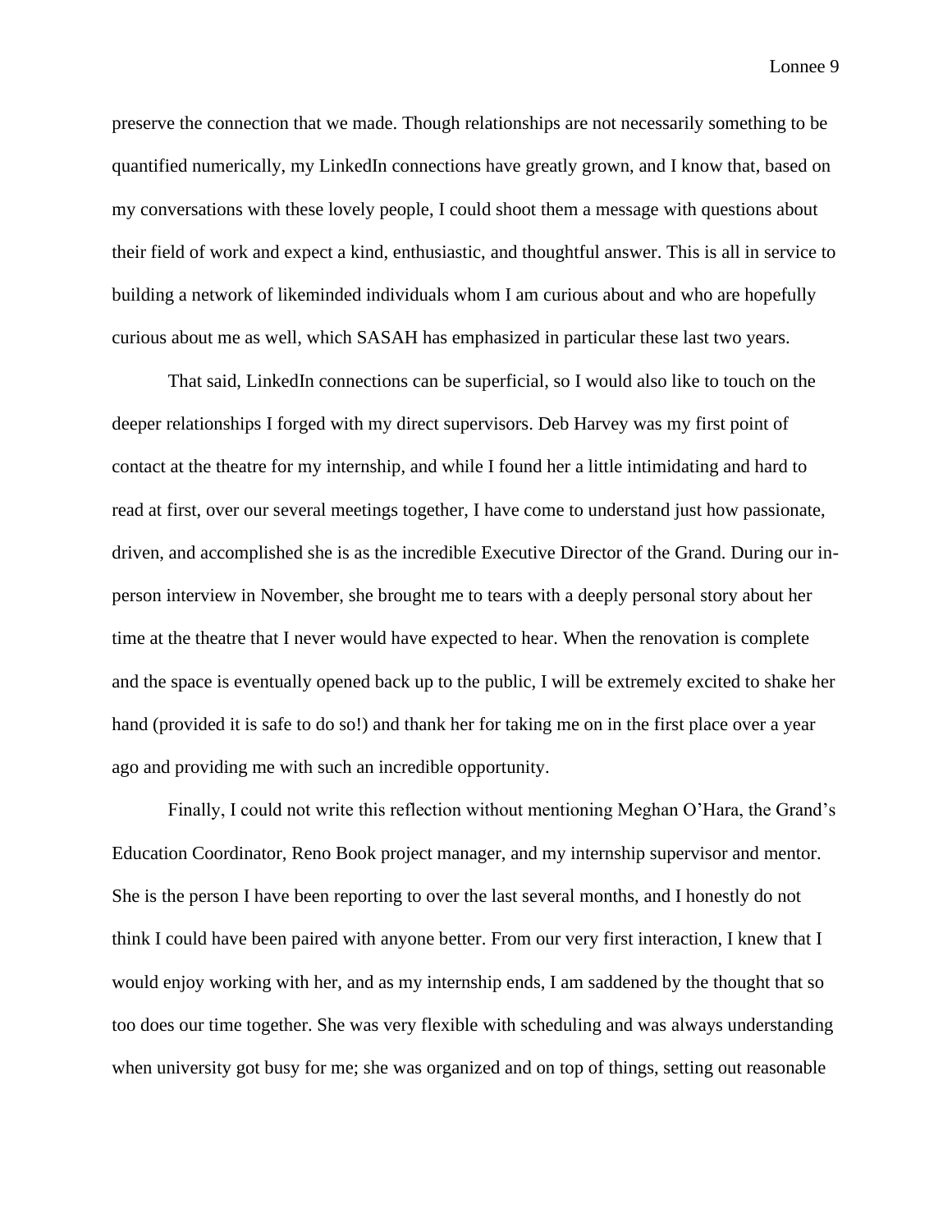preserve the connection that we made. Though relationships are not necessarily something to be quantified numerically, my LinkedIn connections have greatly grown, and I know that, based on my conversations with these lovely people, I could shoot them a message with questions about their field of work and expect a kind, enthusiastic, and thoughtful answer. This is all in service to building a network of likeminded individuals whom I am curious about and who are hopefully curious about me as well, which SASAH has emphasized in particular these last two years.

That said, LinkedIn connections can be superficial, so I would also like to touch on the deeper relationships I forged with my direct supervisors. Deb Harvey was my first point of contact at the theatre for my internship, and while I found her a little intimidating and hard to read at first, over our several meetings together, I have come to understand just how passionate, driven, and accomplished she is as the incredible Executive Director of the Grand. During our in-person interview in November, she brought me to tears with a deeply personal story about her time at the theatre that I never would have expected to hear. When the renovation is complete and the space is eventually opened back up to the public, I will be extremely excited to shake her hand (provided it is safe to do so!) and thank her for taking me on in the first place over a year ago and providing me with such an incredible opportunity.

Finally, I could not write this reflection without mentioning Meghan O'Hara, the Grand's Education Coordinator, Reno Book project manager, and my internship supervisor and mentor. She is the person I have been reporting to over the last several months, and I honestly do not think I could have been paired with anyone better. From our very first interaction, I knew that I would enjoy working with her, and as my internship ends, I am saddened by the thought that so too does our time together. She was very flexible with scheduling and was always understanding when university got busy for me; she was organized and on top of things, setting out reasonable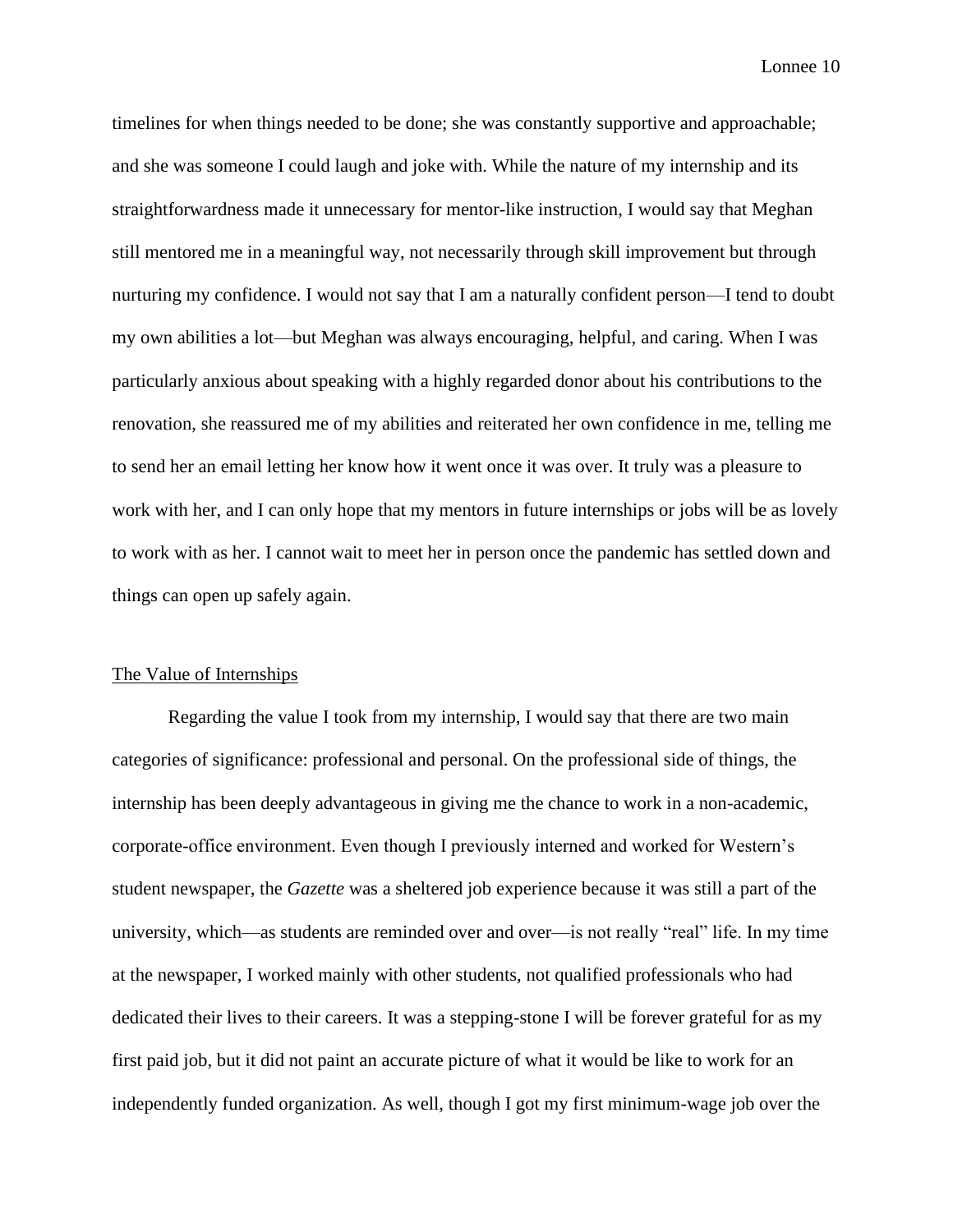timelines for when things needed to be done; she was constantly supportive and approachable; and she was someone I could laugh and joke with. While the nature of my internship and its straightforwardness made it unnecessary for mentor-like instruction, I would say that Meghan still mentored me in a meaningful way, not necessarily through skill improvement but through nurturing my confidence. I would not say that I am a naturally confident person—I tend to doubt my own abilities a lot—but Meghan was always encouraging, helpful, and caring. When I was particularly anxious about speaking with a highly regarded donor about his contributions to the renovation, she reassured me of my abilities and reiterated her own confidence in me, telling me to send her an email letting her know how it went once it was over. It truly was a pleasure to work with her, and I can only hope that my mentors in future internships or jobs will be as lovely to work with as her. I cannot wait to meet her in person once the pandemic has settled down and things can open up safely again.

<u>The Value of Internships</u>

Regarding the value I took from my internship, I would say that there are two main categories of significance: professional and personal. On the professional side of things, the internship has been deeply advantageous in giving me the chance to work in a non-academic, corporate-office environment. Even though I previously interned and worked for Western's student newspaper, the *Gazette* was a sheltered job experience because it was still a part of the university, which—as students are reminded over and over—is not really "real" life. In my time at the newspaper, I worked mainly with other students, not qualified professionals who had dedicated their lives to their careers. It was a stepping-stone I will be forever grateful for as my first paid job, but it did not paint an accurate picture of what it would be like to work for an independently funded organization. As well, though I got my first minimum-wage job over the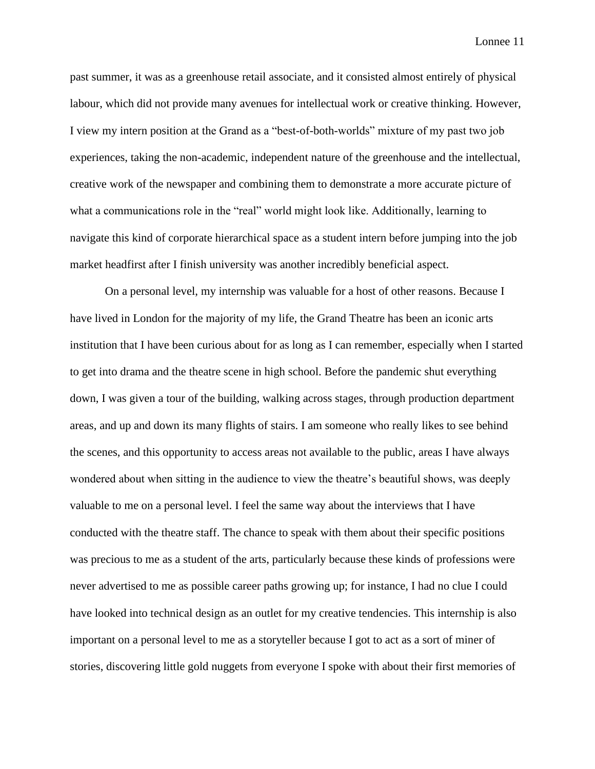past summer, it was as a greenhouse retail associate, and it consisted almost entirely of physical labour, which did not provide many avenues for intellectual work or creative thinking. However, I view my intern position at the Grand as a "best-of-both-worlds" mixture of my past two job experiences, taking the non-academic, independent nature of the greenhouse and the intellectual, creative work of the newspaper and combining them to demonstrate a more accurate picture of what a communications role in the "real" world might look like. Additionally, learning to navigate this kind of corporate hierarchical space as a student intern before jumping into the job market headfirst after I finish university was another incredibly beneficial aspect.

On a personal level, my internship was valuable for a host of other reasons. Because I have lived in London for the majority of my life, the Grand Theatre has been an iconic arts institution that I have been curious about for as long as I can remember, especially when I started to get into drama and the theatre scene in high school. Before the pandemic shut everything down, I was given a tour of the building, walking across stages, through production department areas, and up and down its many flights of stairs. I am someone who really likes to see behind the scenes, and this opportunity to access areas not available to the public, areas I have always wondered about when sitting in the audience to view the theatre's beautiful shows, was deeply valuable to me on a personal level. I feel the same way about the interviews that I have conducted with the theatre staff. The chance to speak with them about their specific positions was precious to me as a student of the arts, particularly because these kinds of professions were never advertised to me as possible career paths growing up; for instance, I had no clue I could have looked into technical design as an outlet for my creative tendencies. This internship is also important on a personal level to me as a storyteller because I got to act as a sort of miner of stories, discovering little gold nuggets from everyone I spoke with about their first memories of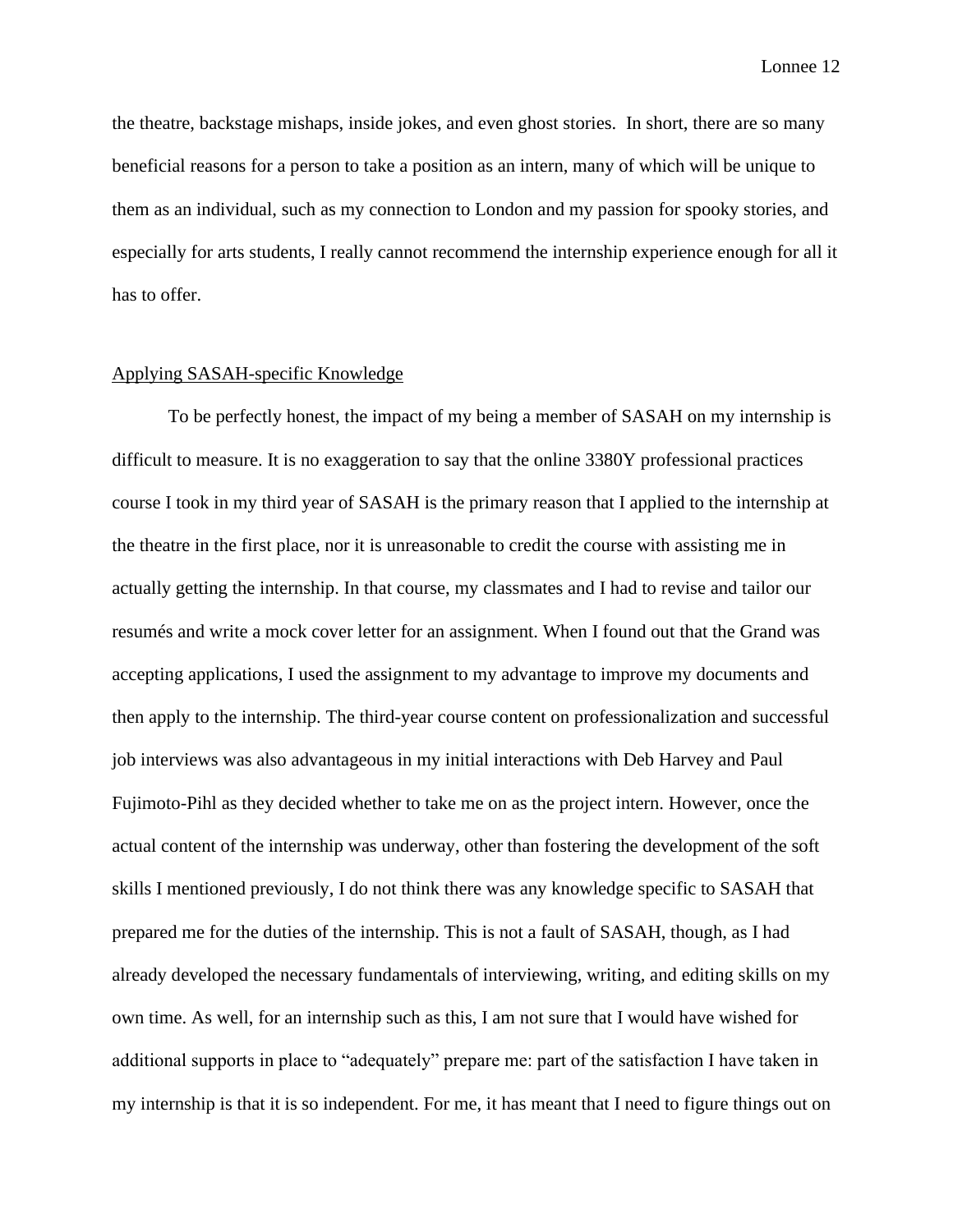the theatre, backstage mishaps, inside jokes, and even ghost stories. In short, there are so many beneficial reasons for a person to take a position as an intern, many of which will be unique to them as an individual, such as my connection to London and my passion for spooky stories, and especially for arts students, I really cannot recommend the internship experience enough for all it has to offer.

<u>Applying SASAH-specific Knowledge</u>

To be perfectly honest, the impact of my being a member of SASAH on my internship is difficult to measure. It is no exaggeration to say that the online 3380Y professional practices course I took in my third year of SASAH is the primary reason that I applied to the internship at the theatre in the first place, nor it is unreasonable to credit the course with assisting me in actually getting the internship. In that course, my classmates and I had to revise and tailor our resumés and write a mock cover letter for an assignment. When I found out that the Grand was accepting applications, I used the assignment to my advantage to improve my documents and then apply to the internship. The third-year course content on professionalization and successful job interviews was also advantageous in my initial interactions with Deb Harvey and Paul Fujimoto-Pihl as they decided whether to take me on as the project intern. However, once the actual content of the internship was underway, other than fostering the development of the soft skills I mentioned previously, I do not think there was any knowledge specific to SASAH that prepared me for the duties of the internship. This is not a fault of SASAH, though, as I had already developed the necessary fundamentals of interviewing, writing, and editing skills on my own time. As well, for an internship such as this, I am not sure that I would have wished for additional supports in place to "adequately" prepare me: part of the satisfaction I have taken in my internship is that it is so independent. For me, it has meant that I need to figure things out on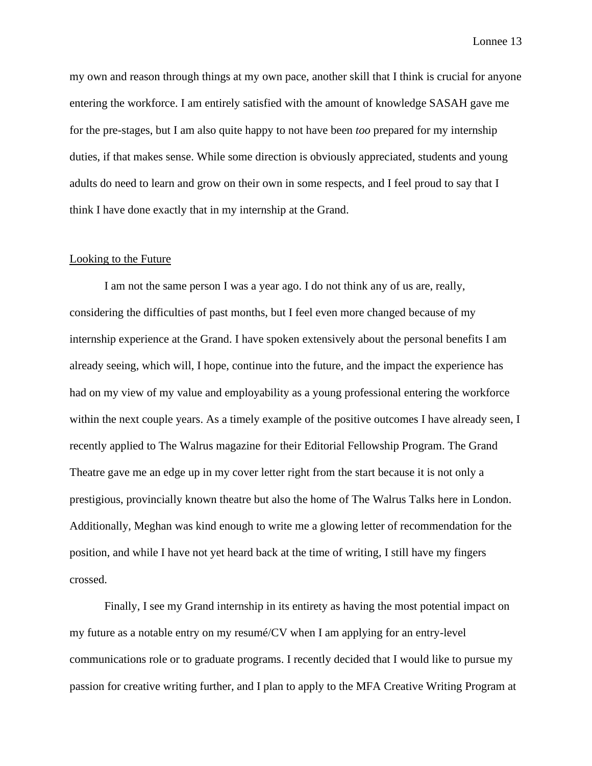my own and reason through things at my own pace, another skill that I think is crucial for anyone entering the workforce. I am entirely satisfied with the amount of knowledge SASAH gave me for the pre-stages, but I am also quite happy to not have been *too* prepared for my internship duties, if that makes sense. While some direction is obviously appreciated, students and young adults do need to learn and grow on their own in some respects, and I feel proud to say that I think I have done exactly that in my internship at the Grand.

## Looking to the Future

I am not the same person I was a year ago. I do not think any of us are, really, considering the difficulties of past months, but I feel even more changed because of my internship experience at the Grand. I have spoken extensively about the personal benefits I am already seeing, which will, I hope, continue into the future, and the impact the experience has had on my view of my value and employability as a young professional entering the workforce within the next couple years. As a timely example of the positive outcomes I have already seen, I recently applied to The Walrus magazine for their Editorial Fellowship Program. The Grand Theatre gave me an edge up in my cover letter right from the start because it is not only a prestigious, provincially known theatre but also the home of The Walrus Talks here in London. Additionally, Meghan was kind enough to write me a glowing letter of recommendation for the position, and while I have not yet heard back at the time of writing, I still have my fingers crossed.

Finally, I see my Grand internship in its entirety as having the most potential impact on my future as a notable entry on my resumé/CV when I am applying for an entry-level communications role or to graduate programs. I recently decided that I would like to pursue my passion for creative writing further, and I plan to apply to the MFA Creative Writing Program at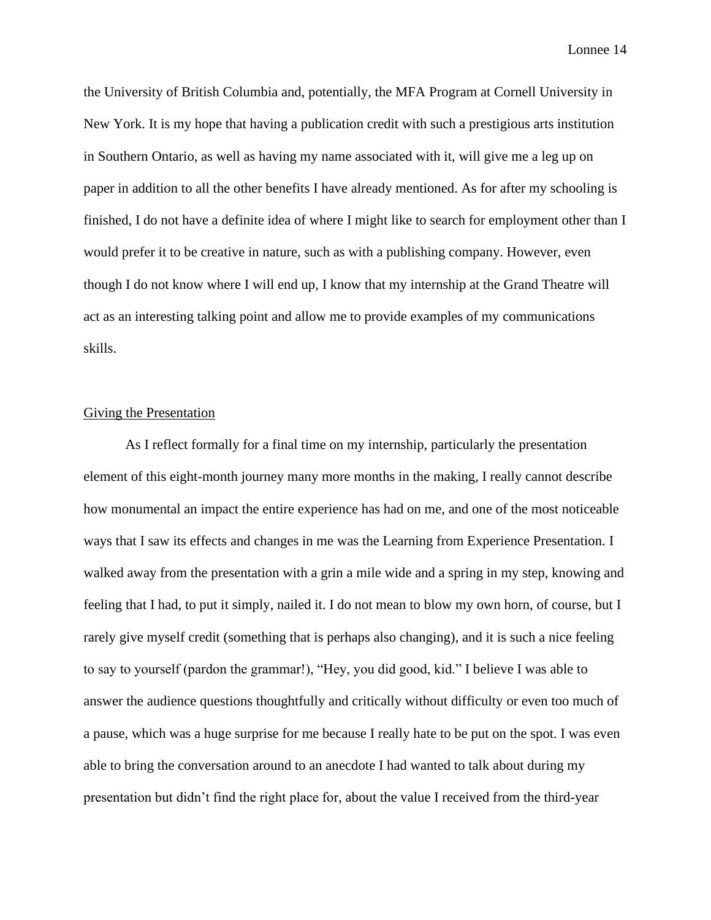the University of British Columbia and, potentially, the MFA Program at Cornell University in New York. It is my hope that having a publication credit with such a prestigious arts institution in Southern Ontario, as well as having my name associated with it, will give me a leg up on paper in addition to all the other benefits I have already mentioned. As for after my schooling is finished, I do not have a definite idea of where I might like to search for employment other than I would prefer it to be creative in nature, such as with a publishing company. However, even though I do not know where I will end up, I know that my internship at the Grand Theatre will act as an interesting talking point and allow me to provide examples of my communications skills.

## Giving the Presentation

As I reflect formally for a final time on my internship, particularly the presentation element of this eight-month journey many more months in the making, I really cannot describe how monumental an impact the entire experience has had on me, and one of the most noticeable ways that I saw its effects and changes in me was the Learning from Experience Presentation. I walked away from the presentation with a grin a mile wide and a spring in my step, knowing and feeling that I had, to put it simply, nailed it. I do not mean to blow my own horn, of course, but I rarely give myself credit (something that is perhaps also changing), and it is such a nice feeling to say to yourself (pardon the grammar!), "Hey, you did good, kid." I believe I was able to answer the audience questions thoughtfully and critically without difficulty or even too much of a pause, which was a huge surprise for me because I really hate to be put on the spot. I was even able to bring the conversation around to an anecdote I had wanted to talk about during my presentation but didn't find the right place for, about the value I received from the third-year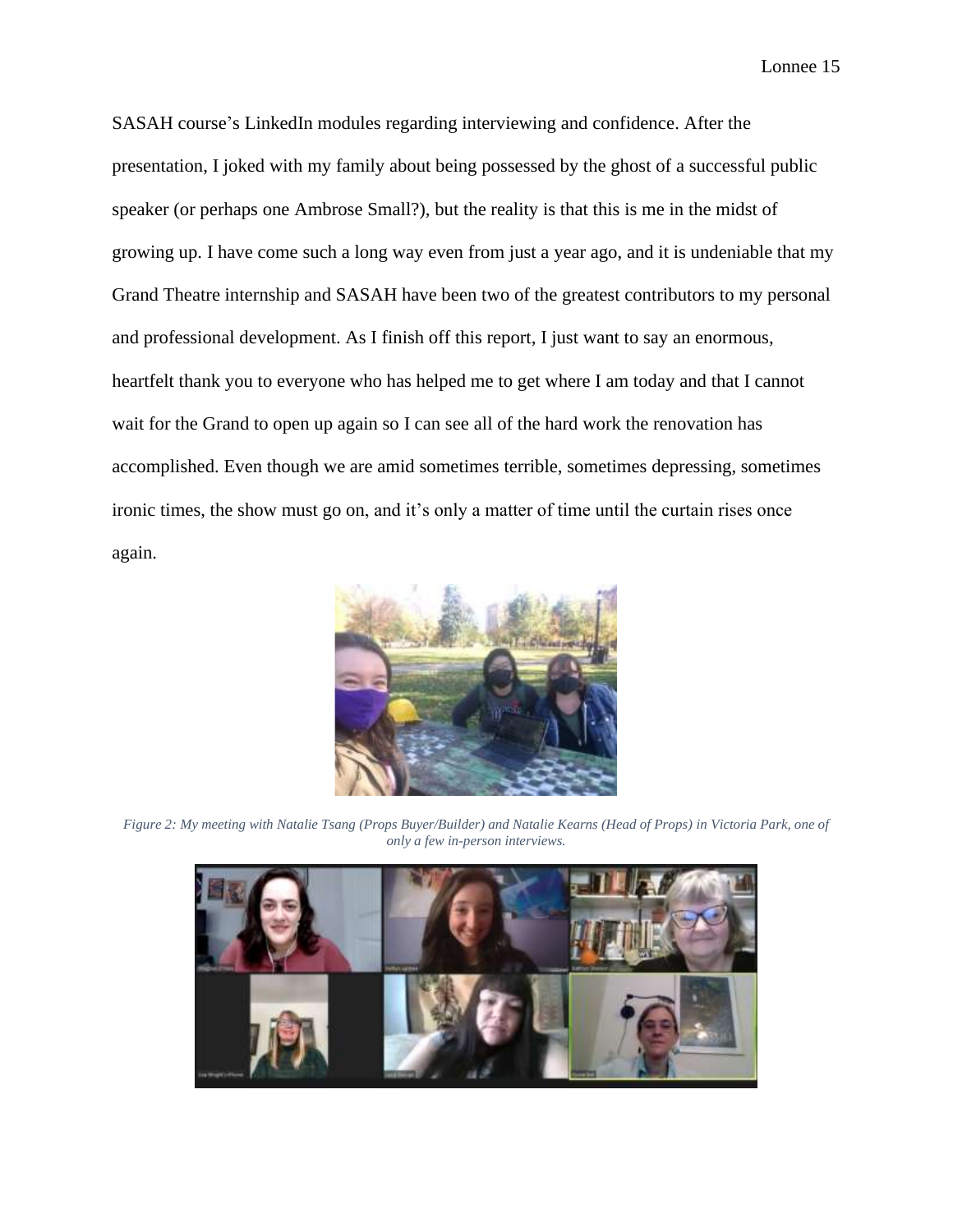SASAH course's LinkedIn modules regarding interviewing and confidence. After the presentation, I joked with my family about being possessed by the ghost of a successful public speaker (or perhaps one Ambrose Small?), but the reality is that this is me in the midst of growing up. I have come such a long way even from just a year ago, and it is undeniable that my Grand Theatre internship and SASAH have been two of the greatest contributors to my personal and professional development. As I finish off this report, I just want to say an enormous, heartfelt thank you to everyone who has helped me to get where I am today and that I cannot wait for the Grand to open up again so I can see all of the hard work the renovation has accomplished. Even though we are amid sometimes terrible, sometimes depressing, sometimes ironic times, the show must go on, and it's only a matter of time until the curtain rises once again.

*Figure 2: My meeting with Natalie Tsang (Props Buyer/Builder) and Natalie Kearns (Head of Props) in Victoria Park, one of only a few in-person interviews.*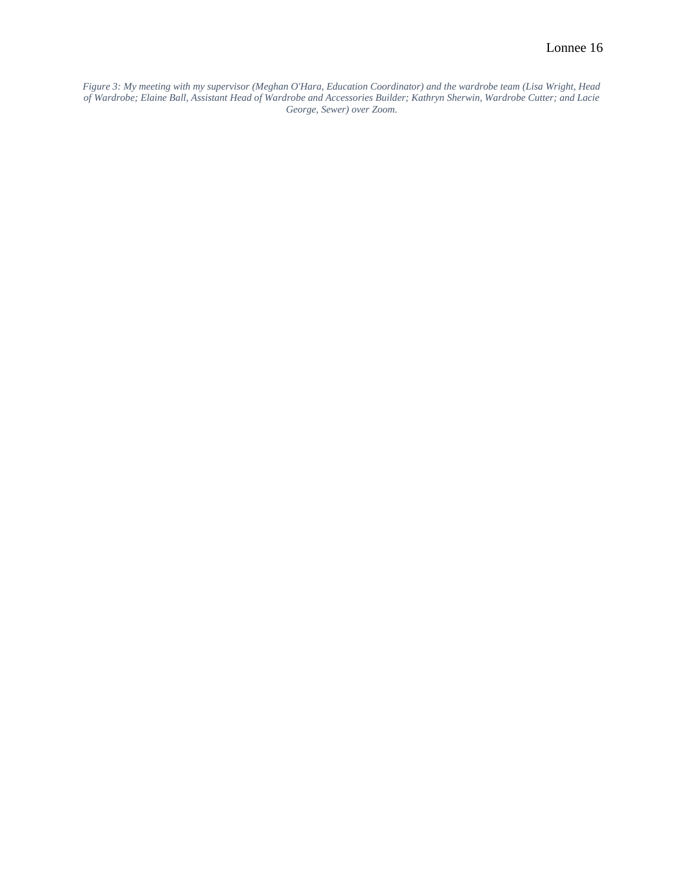*Figure 3: My meeting with my supervisor (Meghan O'Hara, Education Coordinator) and the wardrobe team (Lisa Wright, Head of Wardrobe; Elaine Ball, Assistant Head of Wardrobe and Accessories Builder; Kathryn Sherwin, Wardrobe Cutter; and Lacie George, Sewer) over Zoom.*